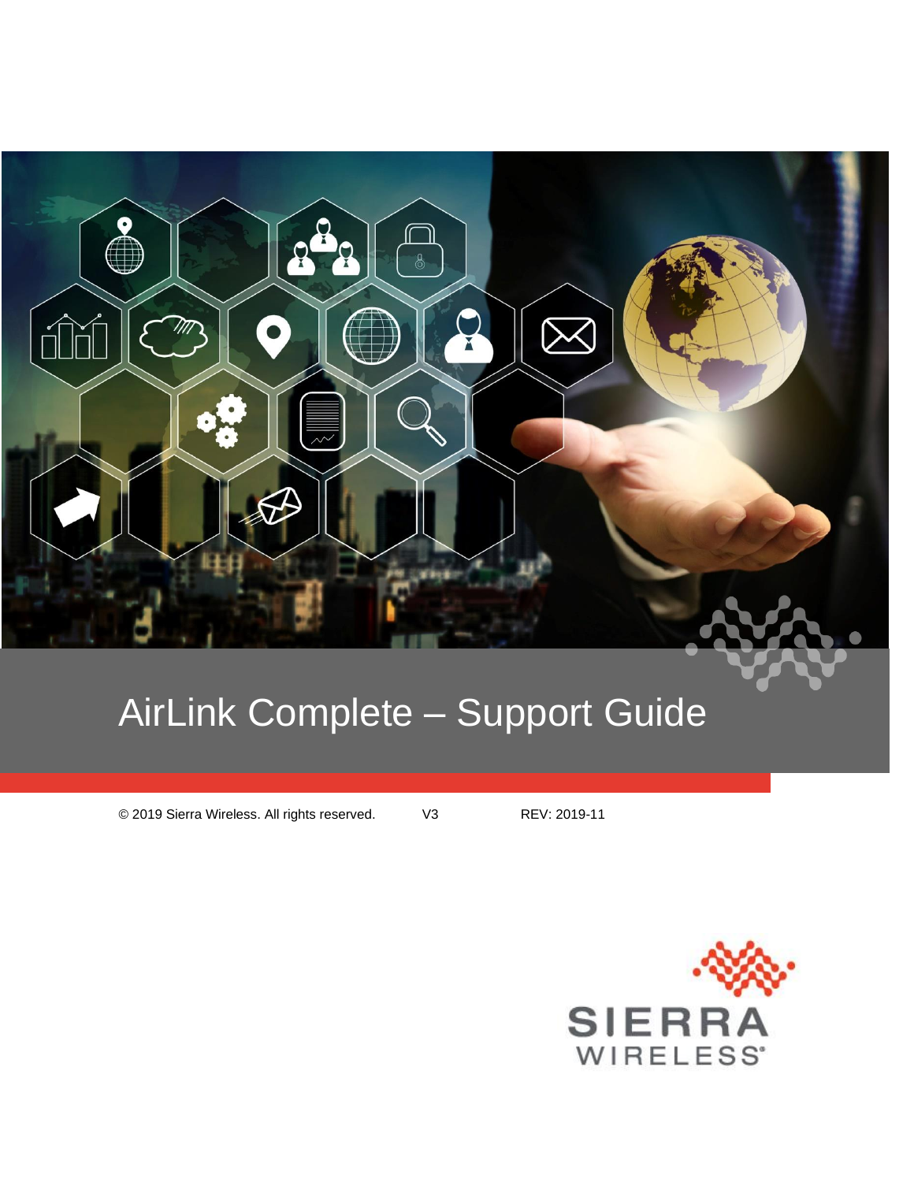# AirLink Complete – Support Guide

© 2019 Sierra Wireless. All rights reserved. V3 REV: 2019-11

SIERRA WIRELESS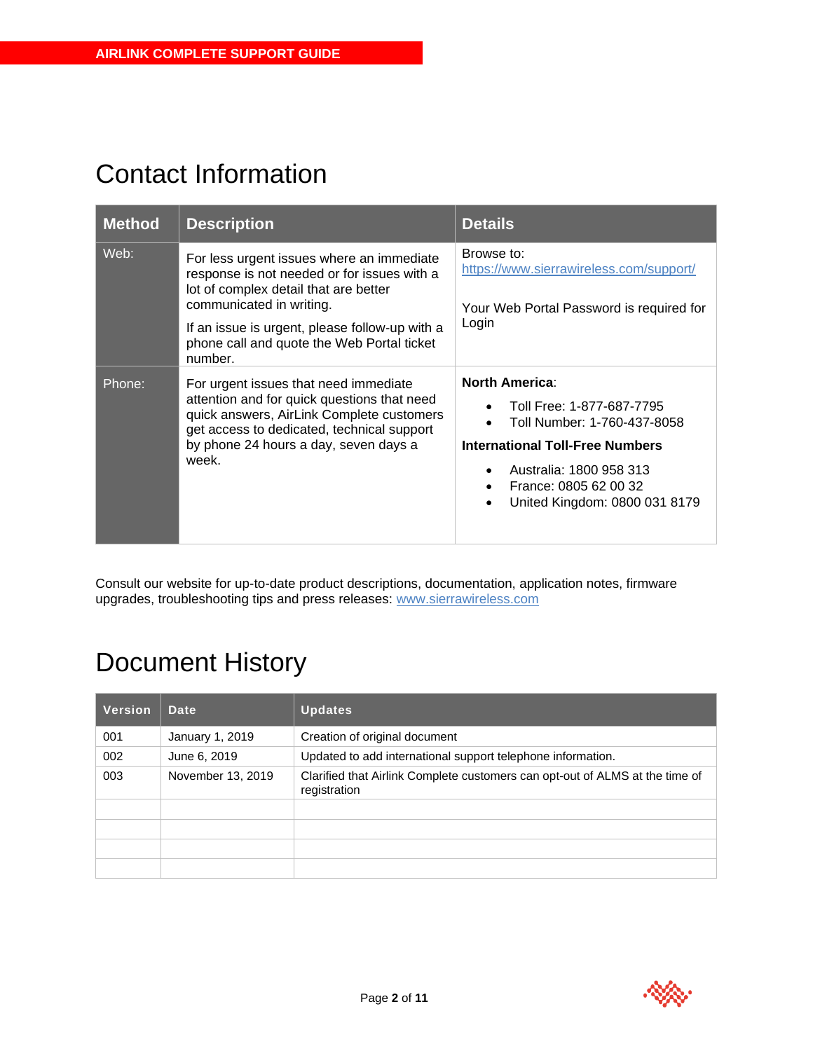# Contact Information

| Method | Description | Details |
| --- | --- | --- |
| Web: | For less urgent issues where an immediate response is not needed or for issues with a lot of complex detail that are better communicated in writing.<br><br>If an issue is urgent, please follow-up with a phone call and quote the Web Portal ticket number. | Browse to: [https://www.sierrawireless.com/support/](https://www.sierrawireless.com/support/)<br><br>Your Web Portal Password is required for Login |
| Phone: | For urgent issues that need immediate attention and for quick questions that need quick answers, AirLink Complete customers get access to dedicated, technical support by phone 24 hours a day, seven days a week. | **North America**:<br>• Toll Free: 1-877-687-7795<br>• Toll Number: 1-760-437-8058<br>**International Toll-Free Numbers**<br>• Australia: 1800 958 313<br>• France: 0805 62 00 32<br>• United Kingdom: 0800 031 8179 |

Consult our website for up-to-date product descriptions, documentation, application notes, firmware upgrades, troubleshooting tips and press releases: [www.sierrawireless.com](http://www.sierrawireless.com)

# Document History

| Version | Date | Updates |
| --- | --- | --- |
| 001 | January 1, 2019 | Creation of original document |
| 002 | June 6, 2019 | Updated to add international support telephone information. |
| 003 | November 13, 2019 | Clarified that Airlink Complete customers can opt-out of ALMS at the time of registration |
| | | |
| | | |
| | | |
| | | |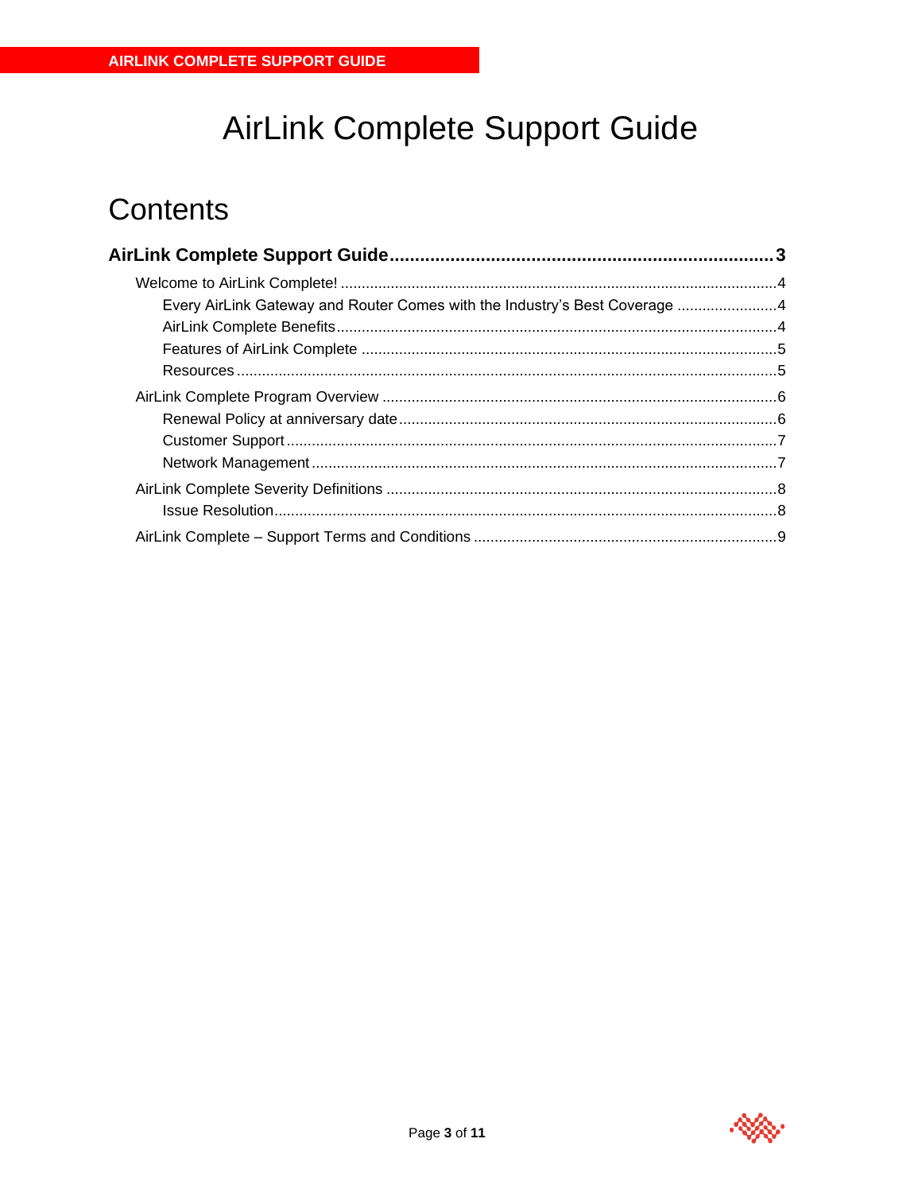# AirLink Complete Support Guide

## Contents

**AirLink Complete Support Guide ........................................................................ 3**

- Welcome to AirLink Complete! ........................................................................ 4
  - Every AirLink Gateway and Router Comes with the Industry's Best Coverage ........................ 4
  - AirLink Complete Benefits ........................................................................ 4
  - Features of AirLink Complete ........................................................................ 5
  - Resources ........................................................................ 5
- AirLink Complete Program Overview ........................................................................ 6
  - Renewal Policy at anniversary date ........................................................................ 6
  - Customer Support ........................................................................ 7
  - Network Management ........................................................................ 7
- AirLink Complete Severity Definitions ........................................................................ 8
  - Issue Resolution ........................................................................ 8
- AirLink Complete – Support Terms and Conditions ........................................................................ 9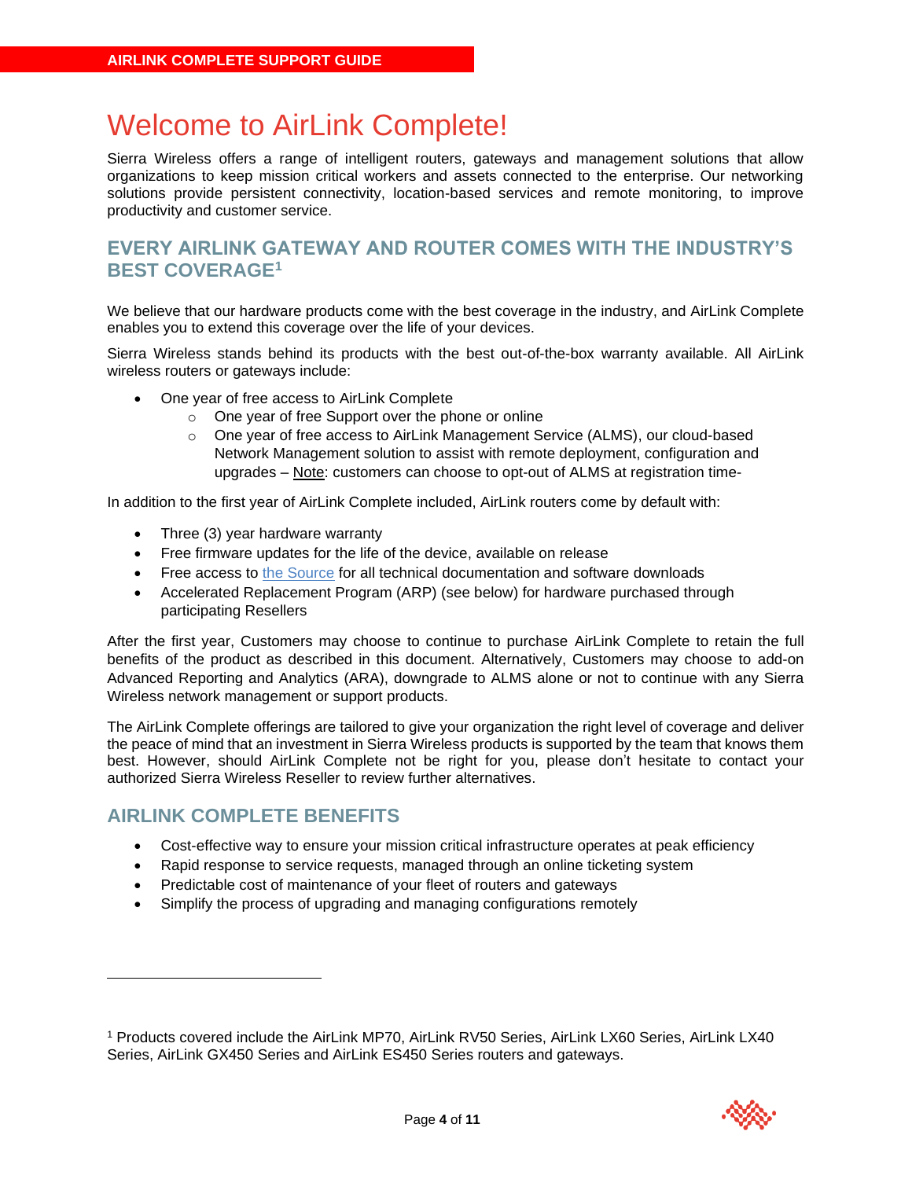# Welcome to AirLink Complete!

Sierra Wireless offers a range of intelligent routers, gateways and management solutions that allow organizations to keep mission critical workers and assets connected to the enterprise. Our networking solutions provide persistent connectivity, location-based services and remote monitoring, to improve productivity and customer service.

## EVERY AIRLINK GATEWAY AND ROUTER COMES WITH THE INDUSTRY'S BEST COVERAGE[1]

We believe that our hardware products come with the best coverage in the industry, and AirLink Complete enables you to extend this coverage over the life of your devices.

Sierra Wireless stands behind its products with the best out-of-the-box warranty available. All AirLink wireless routers or gateways include:

- One year of free access to AirLink Complete
  - One year of free Support over the phone or online
  - One year of free access to AirLink Management Service (ALMS), our cloud-based Network Management solution to assist with remote deployment, configuration and upgrades – Note: customers can choose to opt-out of ALMS at registration time-

In addition to the first year of AirLink Complete included, AirLink routers come by default with:

- Three (3) year hardware warranty
- Free firmware updates for the life of the device, available on release
- Free access to the Source for all technical documentation and software downloads
- Accelerated Replacement Program (ARP) (see below) for hardware purchased through participating Resellers

After the first year, Customers may choose to continue to purchase AirLink Complete to retain the full benefits of the product as described in this document. Alternatively, Customers may choose to add-on Advanced Reporting and Analytics (ARA), downgrade to ALMS alone or not to continue with any Sierra Wireless network management or support products.

The AirLink Complete offerings are tailored to give your organization the right level of coverage and deliver the peace of mind that an investment in Sierra Wireless products is supported by the team that knows them best. However, should AirLink Complete not be right for you, please don't hesitate to contact your authorized Sierra Wireless Reseller to review further alternatives.

## AIRLINK COMPLETE BENEFITS

- Cost-effective way to ensure your mission critical infrastructure operates at peak efficiency
- Rapid response to service requests, managed through an online ticketing system
- Predictable cost of maintenance of your fleet of routers and gateways
- Simplify the process of upgrading and managing configurations remotely

---

[1] Products covered include the AirLink MP70, AirLink RV50 Series, AirLink LX60 Series, AirLink LX40 Series, AirLink GX450 Series and AirLink ES450 Series routers and gateways.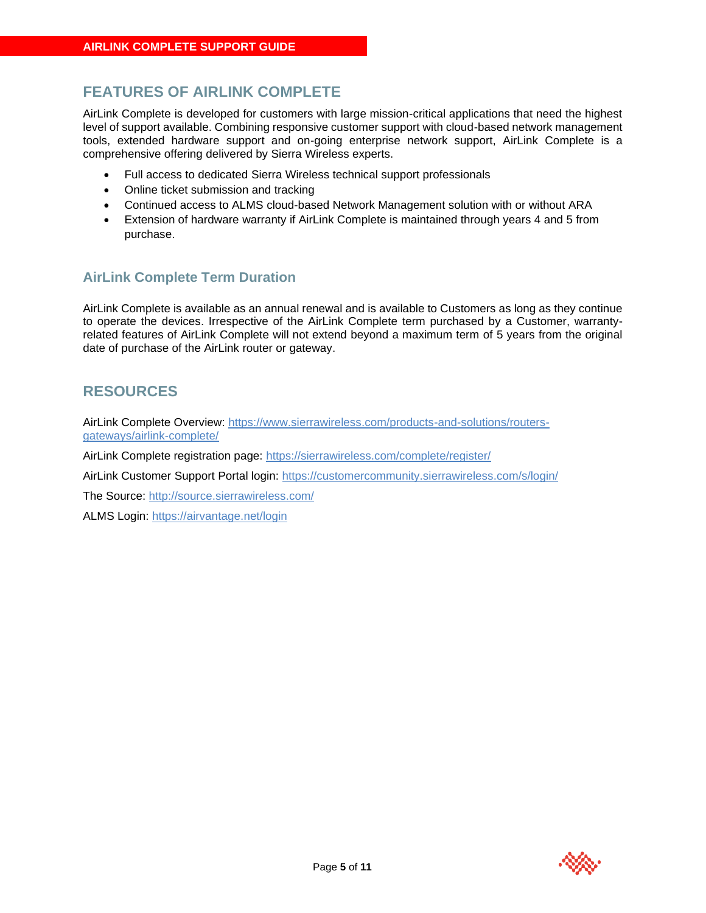## FEATURES OF AIRLINK COMPLETE

AirLink Complete is developed for customers with large mission-critical applications that need the highest level of support available. Combining responsive customer support with cloud-based network management tools, extended hardware support and on-going enterprise network support, AirLink Complete is a comprehensive offering delivered by Sierra Wireless experts.

- Full access to dedicated Sierra Wireless technical support professionals
- Online ticket submission and tracking
- Continued access to ALMS cloud-based Network Management solution with or without ARA
- Extension of hardware warranty if AirLink Complete is maintained through years 4 and 5 from purchase.

### AirLink Complete Term Duration

AirLink Complete is available as an annual renewal and is available to Customers as long as they continue to operate the devices. Irrespective of the AirLink Complete term purchased by a Customer, warranty-related features of AirLink Complete will not extend beyond a maximum term of 5 years from the original date of purchase of the AirLink router or gateway.

## RESOURCES

AirLink Complete Overview: [https://www.sierrawireless.com/products-and-solutions/routers-gateways/airlink-complete/](https://www.sierrawireless.com/products-and-solutions/routers-gateways/airlink-complete/)

AirLink Complete registration page: [https://sierrawireless.com/complete/register/](https://sierrawireless.com/complete/register/)

AirLink Customer Support Portal login: [https://customercommunity.sierrawireless.com/s/login/](https://customercommunity.sierrawireless.com/s/login/)

The Source: [http://source.sierrawireless.com/](http://source.sierrawireless.com/)

ALMS Login: [https://airvantage.net/login](https://airvantage.net/login)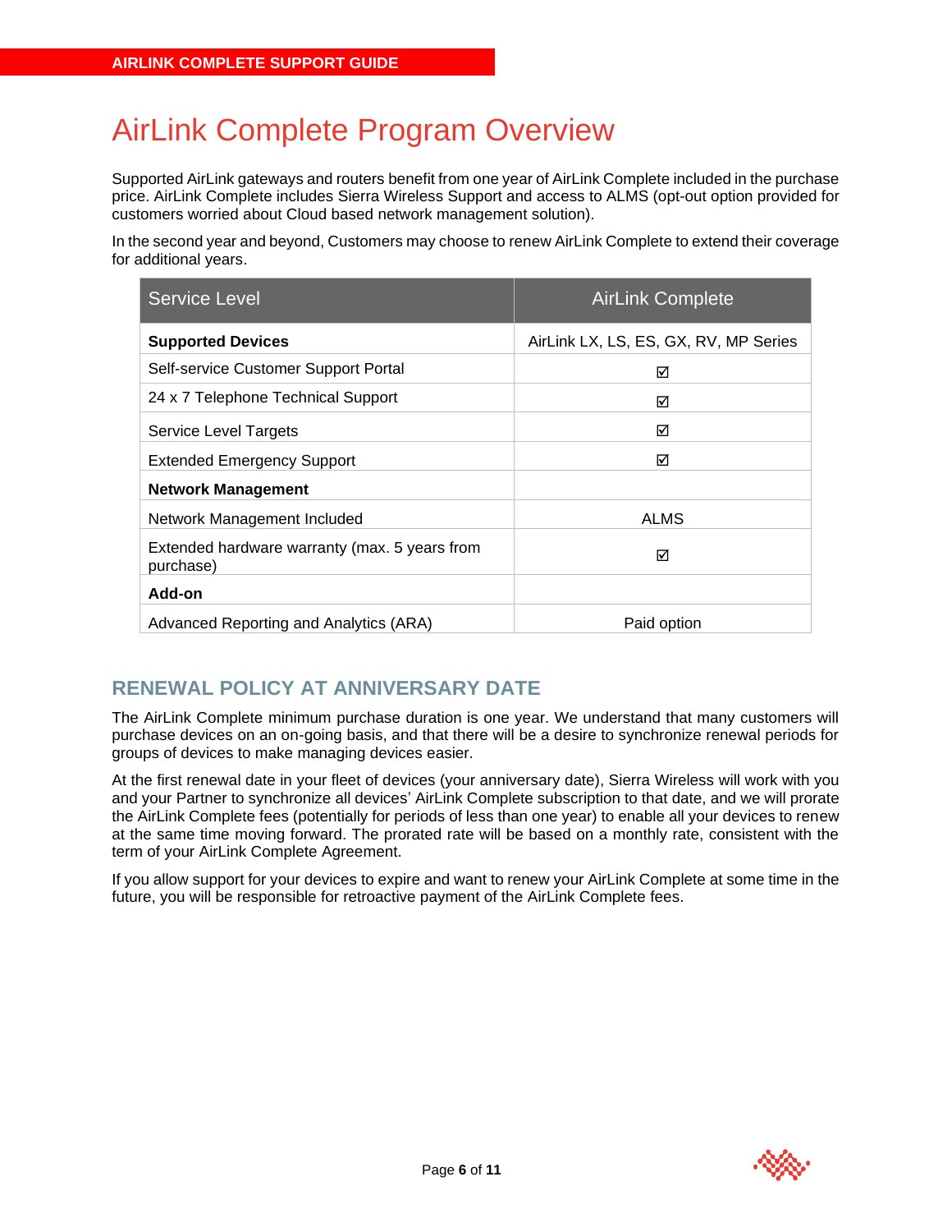# AirLink Complete Program Overview

Supported AirLink gateways and routers benefit from one year of AirLink Complete included in the purchase price. AirLink Complete includes Sierra Wireless Support and access to ALMS (opt-out option provided for customers worried about Cloud based network management solution).

In the second year and beyond, Customers may choose to renew AirLink Complete to extend their coverage for additional years.

| Service Level | AirLink Complete |
|---|---|
| **Supported Devices** | AirLink LX, LS, ES, GX, RV, MP Series |
| Self-service Customer Support Portal | ☑ |
| 24 x 7 Telephone Technical Support | ☑ |
| Service Level Targets | ☑ |
| Extended Emergency Support | ☑ |
| **Network Management** | |
| Network Management Included | ALMS |
| Extended hardware warranty (max. 5 years from purchase) | ☑ |
| **Add-on** | |
| Advanced Reporting and Analytics (ARA) | Paid option |

## RENEWAL POLICY AT ANNIVERSARY DATE

The AirLink Complete minimum purchase duration is one year. We understand that many customers will purchase devices on an on-going basis, and that there will be a desire to synchronize renewal periods for groups of devices to make managing devices easier.

At the first renewal date in your fleet of devices (your anniversary date), Sierra Wireless will work with you and your Partner to synchronize all devices' AirLink Complete subscription to that date, and we will prorate the AirLink Complete fees (potentially for periods of less than one year) to enable all your devices to renew at the same time moving forward. The prorated rate will be based on a monthly rate, consistent with the term of your AirLink Complete Agreement.

If you allow support for your devices to expire and want to renew your AirLink Complete at some time in the future, you will be responsible for retroactive payment of the AirLink Complete fees.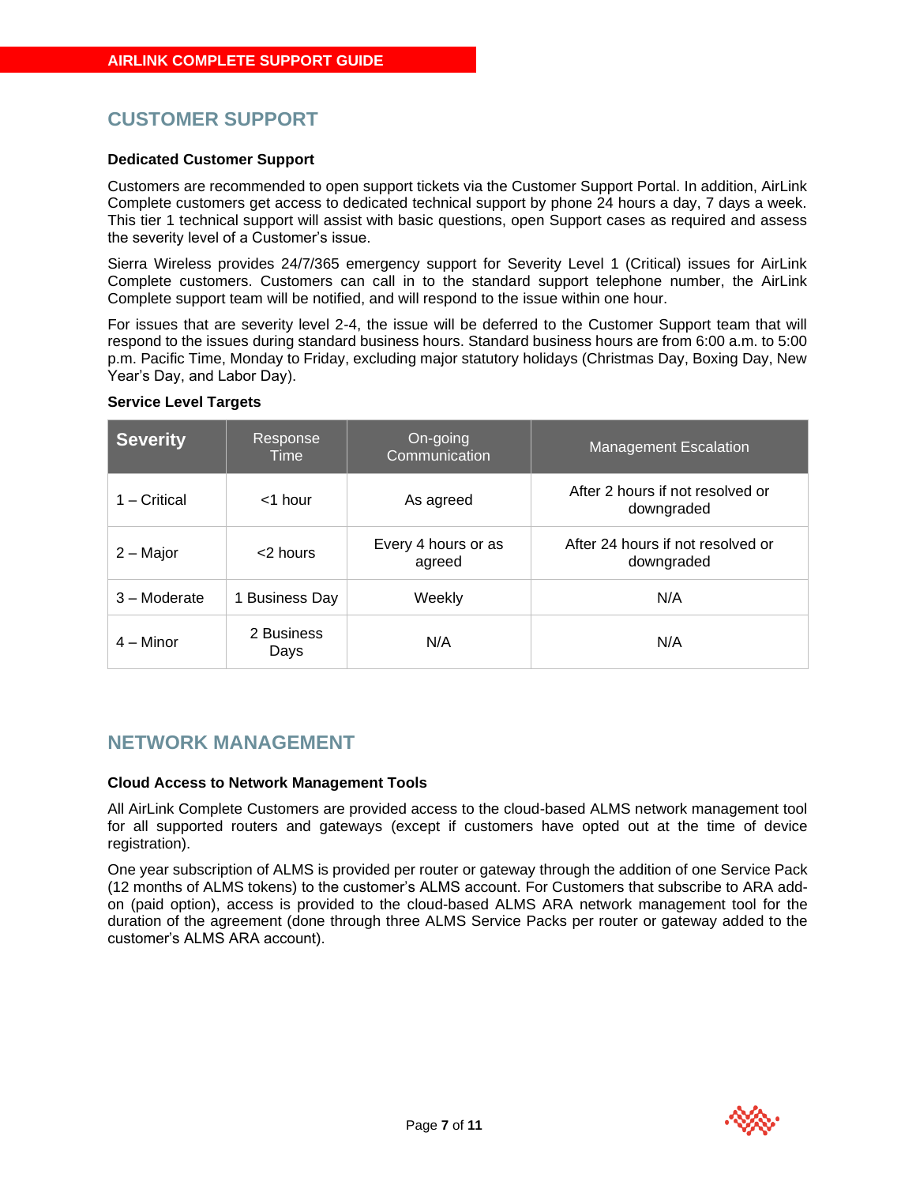## CUSTOMER SUPPORT

### Dedicated Customer Support

Customers are recommended to open support tickets via the Customer Support Portal. In addition, AirLink Complete customers get access to dedicated technical support by phone 24 hours a day, 7 days a week. This tier 1 technical support will assist with basic questions, open Support cases as required and assess the severity level of a Customer's issue.

Sierra Wireless provides 24/7/365 emergency support for Severity Level 1 (Critical) issues for AirLink Complete customers. Customers can call in to the standard support telephone number, the AirLink Complete support team will be notified, and will respond to the issue within one hour.

For issues that are severity level 2-4, the issue will be deferred to the Customer Support team that will respond to the issues during standard business hours. Standard business hours are from 6:00 a.m. to 5:00 p.m. Pacific Time, Monday to Friday, excluding major statutory holidays (Christmas Day, Boxing Day, New Year's Day, and Labor Day).

### Service Level Targets

| Severity | Response Time | On-going Communication | Management Escalation |
|---|---|---|---|
| 1 – Critical | <1 hour | As agreed | After 2 hours if not resolved or downgraded |
| 2 – Major | <2 hours | Every 4 hours or as agreed | After 24 hours if not resolved or downgraded |
| 3 – Moderate | 1 Business Day | Weekly | N/A |
| 4 – Minor | 2 Business Days | N/A | N/A |

## NETWORK MANAGEMENT

### Cloud Access to Network Management Tools

All AirLink Complete Customers are provided access to the cloud-based ALMS network management tool for all supported routers and gateways (except if customers have opted out at the time of device registration).

One year subscription of ALMS is provided per router or gateway through the addition of one Service Pack (12 months of ALMS tokens) to the customer's ALMS account. For Customers that subscribe to ARA add-on (paid option), access is provided to the cloud-based ALMS ARA network management tool for the duration of the agreement (done through three ALMS Service Packs per router or gateway added to the customer's ALMS ARA account).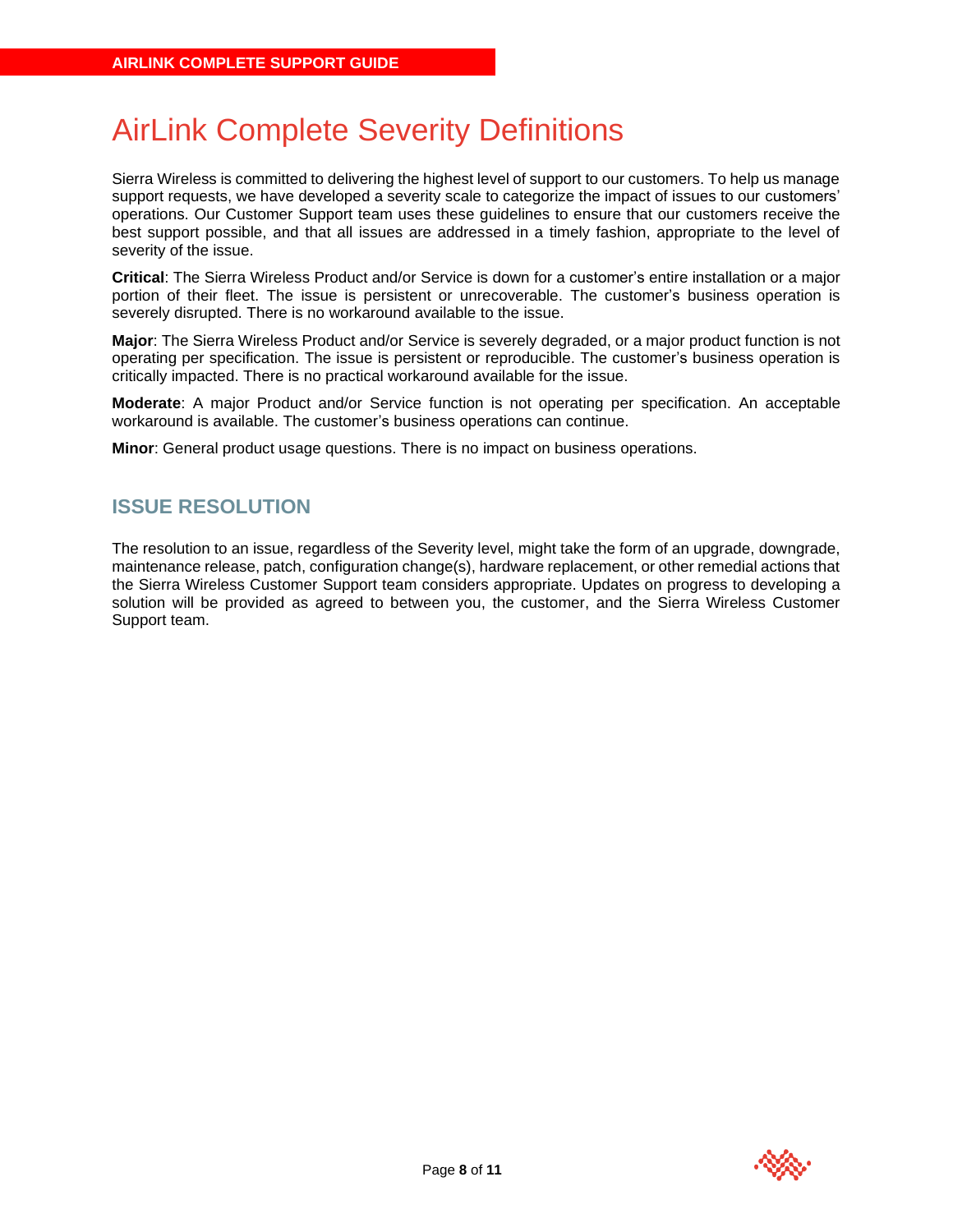# AirLink Complete Severity Definitions

Sierra Wireless is committed to delivering the highest level of support to our customers. To help us manage support requests, we have developed a severity scale to categorize the impact of issues to our customers' operations. Our Customer Support team uses these guidelines to ensure that our customers receive the best support possible, and that all issues are addressed in a timely fashion, appropriate to the level of severity of the issue.

**Critical**: The Sierra Wireless Product and/or Service is down for a customer's entire installation or a major portion of their fleet. The issue is persistent or unrecoverable. The customer's business operation is severely disrupted. There is no workaround available to the issue.

**Major**: The Sierra Wireless Product and/or Service is severely degraded, or a major product function is not operating per specification. The issue is persistent or reproducible. The customer's business operation is critically impacted. There is no practical workaround available for the issue.

**Moderate**: A major Product and/or Service function is not operating per specification. An acceptable workaround is available. The customer's business operations can continue.

**Minor**: General product usage questions. There is no impact on business operations.

## ISSUE RESOLUTION

The resolution to an issue, regardless of the Severity level, might take the form of an upgrade, downgrade, maintenance release, patch, configuration change(s), hardware replacement, or other remedial actions that the Sierra Wireless Customer Support team considers appropriate. Updates on progress to developing a solution will be provided as agreed to between you, the customer, and the Sierra Wireless Customer Support team.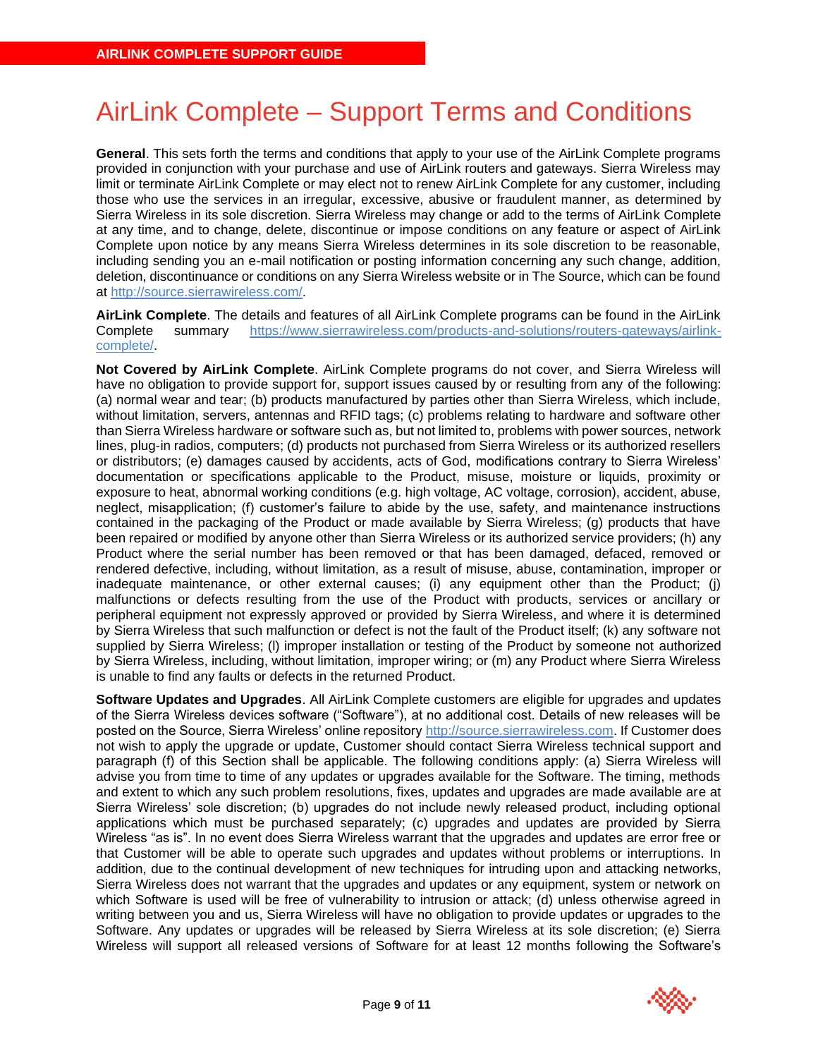# AirLink Complete – Support Terms and Conditions

**General**. This sets forth the terms and conditions that apply to your use of the AirLink Complete programs provided in conjunction with your purchase and use of AirLink routers and gateways. Sierra Wireless may limit or terminate AirLink Complete or may elect not to renew AirLink Complete for any customer, including those who use the services in an irregular, excessive, abusive or fraudulent manner, as determined by Sierra Wireless in its sole discretion. Sierra Wireless may change or add to the terms of AirLink Complete at any time, and to change, delete, discontinue or impose conditions on any feature or aspect of AirLink Complete upon notice by any means Sierra Wireless determines in its sole discretion to be reasonable, including sending you an e-mail notification or posting information concerning any such change, addition, deletion, discontinuance or conditions on any Sierra Wireless website or in The Source, which can be found at http://source.sierrawireless.com/.

**AirLink Complete**. The details and features of all AirLink Complete programs can be found in the AirLink Complete summary https://www.sierrawireless.com/products-and-solutions/routers-gateways/airlink-complete/.

**Not Covered by AirLink Complete**. AirLink Complete programs do not cover, and Sierra Wireless will have no obligation to provide support for, support issues caused by or resulting from any of the following: (a) normal wear and tear; (b) products manufactured by parties other than Sierra Wireless, which include, without limitation, servers, antennas and RFID tags; (c) problems relating to hardware and software other than Sierra Wireless hardware or software such as, but not limited to, problems with power sources, network lines, plug-in radios, computers; (d) products not purchased from Sierra Wireless or its authorized resellers or distributors; (e) damages caused by accidents, acts of God, modifications contrary to Sierra Wireless' documentation or specifications applicable to the Product, misuse, moisture or liquids, proximity or exposure to heat, abnormal working conditions (e.g. high voltage, AC voltage, corrosion), accident, abuse, neglect, misapplication; (f) customer's failure to abide by the use, safety, and maintenance instructions contained in the packaging of the Product or made available by Sierra Wireless; (g) products that have been repaired or modified by anyone other than Sierra Wireless or its authorized service providers; (h) any Product where the serial number has been removed or that has been damaged, defaced, removed or rendered defective, including, without limitation, as a result of misuse, abuse, contamination, improper or inadequate maintenance, or other external causes; (i) any equipment other than the Product; (j) malfunctions or defects resulting from the use of the Product with products, services or ancillary or peripheral equipment not expressly approved or provided by Sierra Wireless, and where it is determined by Sierra Wireless that such malfunction or defect is not the fault of the Product itself; (k) any software not supplied by Sierra Wireless; (l) improper installation or testing of the Product by someone not authorized by Sierra Wireless, including, without limitation, improper wiring; or (m) any Product where Sierra Wireless is unable to find any faults or defects in the returned Product.

**Software Updates and Upgrades**. All AirLink Complete customers are eligible for upgrades and updates of the Sierra Wireless devices software ("Software"), at no additional cost. Details of new releases will be posted on the Source, Sierra Wireless' online repository http://source.sierrawireless.com. If Customer does not wish to apply the upgrade or update, Customer should contact Sierra Wireless technical support and paragraph (f) of this Section shall be applicable. The following conditions apply: (a) Sierra Wireless will advise you from time to time of any updates or upgrades available for the Software. The timing, methods and extent to which any such problem resolutions, fixes, updates and upgrades are made available are at Sierra Wireless' sole discretion; (b) upgrades do not include newly released product, including optional applications which must be purchased separately; (c) upgrades and updates are provided by Sierra Wireless "as is". In no event does Sierra Wireless warrant that the upgrades and updates are error free or that Customer will be able to operate such upgrades and updates without problems or interruptions. In addition, due to the continual development of new techniques for intruding upon and attacking networks, Sierra Wireless does not warrant that the upgrades and updates or any equipment, system or network on which Software is used will be free of vulnerability to intrusion or attack; (d) unless otherwise agreed in writing between you and us, Sierra Wireless will have no obligation to provide updates or upgrades to the Software. Any updates or upgrades will be released by Sierra Wireless at its sole discretion; (e) Sierra Wireless will support all released versions of Software for at least 12 months following the Software's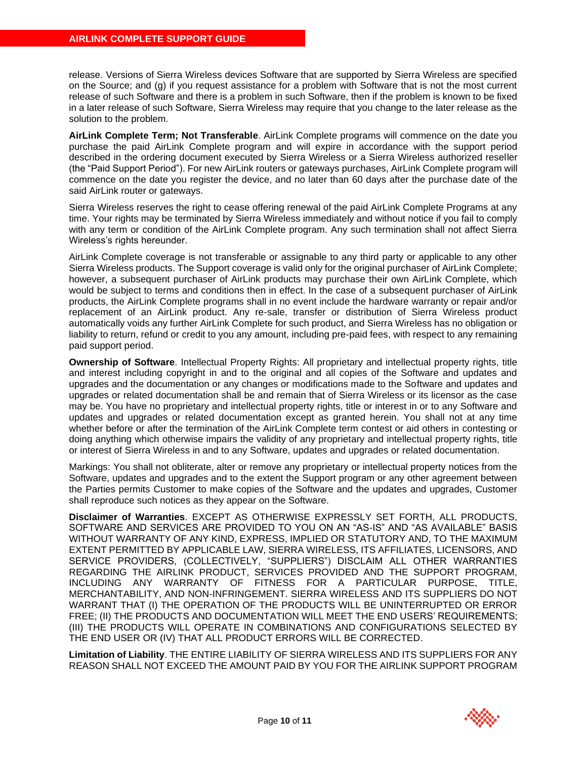release. Versions of Sierra Wireless devices Software that are supported by Sierra Wireless are specified on the Source; and (g) if you request assistance for a problem with Software that is not the most current release of such Software and there is a problem in such Software, then if the problem is known to be fixed in a later release of such Software, Sierra Wireless may require that you change to the later release as the solution to the problem.

**AirLink Complete Term; Not Transferable**. AirLink Complete programs will commence on the date you purchase the paid AirLink Complete program and will expire in accordance with the support period described in the ordering document executed by Sierra Wireless or a Sierra Wireless authorized reseller (the "Paid Support Period"). For new AirLink routers or gateways purchases, AirLink Complete program will commence on the date you register the device, and no later than 60 days after the purchase date of the said AirLink router or gateways.

Sierra Wireless reserves the right to cease offering renewal of the paid AirLink Complete Programs at any time. Your rights may be terminated by Sierra Wireless immediately and without notice if you fail to comply with any term or condition of the AirLink Complete program. Any such termination shall not affect Sierra Wireless's rights hereunder.

AirLink Complete coverage is not transferable or assignable to any third party or applicable to any other Sierra Wireless products. The Support coverage is valid only for the original purchaser of AirLink Complete; however, a subsequent purchaser of AirLink products may purchase their own AirLink Complete, which would be subject to terms and conditions then in effect. In the case of a subsequent purchaser of AirLink products, the AirLink Complete programs shall in no event include the hardware warranty or repair and/or replacement of an AirLink product. Any re-sale, transfer or distribution of Sierra Wireless product automatically voids any further AirLink Complete for such product, and Sierra Wireless has no obligation or liability to return, refund or credit to you any amount, including pre-paid fees, with respect to any remaining paid support period.

**Ownership of Software**. Intellectual Property Rights: All proprietary and intellectual property rights, title and interest including copyright in and to the original and all copies of the Software and updates and upgrades and the documentation or any changes or modifications made to the Software and updates and upgrades or related documentation shall be and remain that of Sierra Wireless or its licensor as the case may be. You have no proprietary and intellectual property rights, title or interest in or to any Software and updates and upgrades or related documentation except as granted herein. You shall not at any time whether before or after the termination of the AirLink Complete term contest or aid others in contesting or doing anything which otherwise impairs the validity of any proprietary and intellectual property rights, title or interest of Sierra Wireless in and to any Software, updates and upgrades or related documentation.

Markings: You shall not obliterate, alter or remove any proprietary or intellectual property notices from the Software, updates and upgrades and to the extent the Support program or any other agreement between the Parties permits Customer to make copies of the Software and the updates and upgrades, Customer shall reproduce such notices as they appear on the Software.

**Disclaimer of Warranties**. EXCEPT AS OTHERWISE EXPRESSLY SET FORTH, ALL PRODUCTS, SOFTWARE AND SERVICES ARE PROVIDED TO YOU ON AN "AS-IS" AND "AS AVAILABLE" BASIS WITHOUT WARRANTY OF ANY KIND, EXPRESS, IMPLIED OR STATUTORY AND, TO THE MAXIMUM EXTENT PERMITTED BY APPLICABLE LAW, SIERRA WIRELESS, ITS AFFILIATES, LICENSORS, AND SERVICE PROVIDERS, (COLLECTIVELY, "SUPPLIERS") DISCLAIM ALL OTHER WARRANTIES REGARDING THE AIRLINK PRODUCT, SERVICES PROVIDED AND THE SUPPORT PROGRAM, INCLUDING ANY WARRANTY OF FITNESS FOR A PARTICULAR PURPOSE, TITLE, MERCHANTABILITY, AND NON-INFRINGEMENT. SIERRA WIRELESS AND ITS SUPPLIERS DO NOT WARRANT THAT (I) THE OPERATION OF THE PRODUCTS WILL BE UNINTERRUPTED OR ERROR FREE; (II) THE PRODUCTS AND DOCUMENTATION WILL MEET THE END USERS' REQUIREMENTS; (III) THE PRODUCTS WILL OPERATE IN COMBINATIONS AND CONFIGURATIONS SELECTED BY THE END USER OR (IV) THAT ALL PRODUCT ERRORS WILL BE CORRECTED.

**Limitation of Liability**. THE ENTIRE LIABILITY OF SIERRA WIRELESS AND ITS SUPPLIERS FOR ANY REASON SHALL NOT EXCEED THE AMOUNT PAID BY YOU FOR THE AIRLINK SUPPORT PROGRAM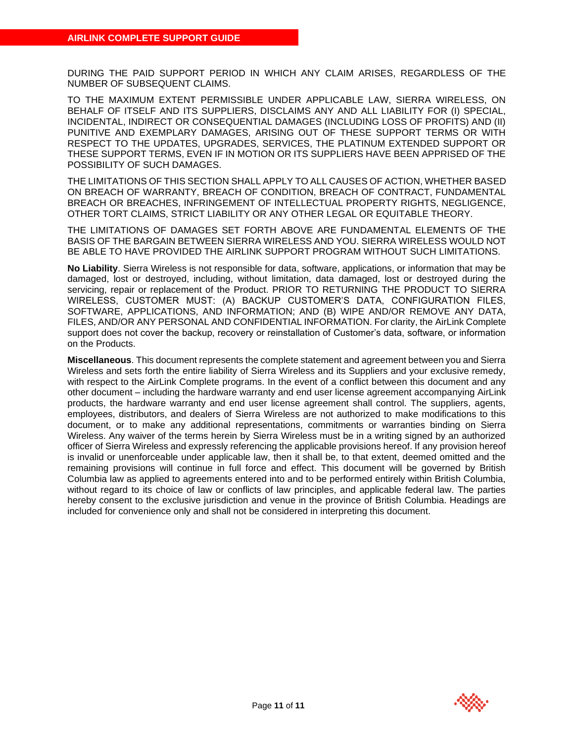DURING THE PAID SUPPORT PERIOD IN WHICH ANY CLAIM ARISES, REGARDLESS OF THE NUMBER OF SUBSEQUENT CLAIMS.

TO THE MAXIMUM EXTENT PERMISSIBLE UNDER APPLICABLE LAW, SIERRA WIRELESS, ON BEHALF OF ITSELF AND ITS SUPPLIERS, DISCLAIMS ANY AND ALL LIABILITY FOR (I) SPECIAL, INCIDENTAL, INDIRECT OR CONSEQUENTIAL DAMAGES (INCLUDING LOSS OF PROFITS) AND (II) PUNITIVE AND EXEMPLARY DAMAGES, ARISING OUT OF THESE SUPPORT TERMS OR WITH RESPECT TO THE UPDATES, UPGRADES, SERVICES, THE PLATINUM EXTENDED SUPPORT OR THESE SUPPORT TERMS, EVEN IF IN MOTION OR ITS SUPPLIERS HAVE BEEN APPRISED OF THE POSSIBILITY OF SUCH DAMAGES.

THE LIMITATIONS OF THIS SECTION SHALL APPLY TO ALL CAUSES OF ACTION, WHETHER BASED ON BREACH OF WARRANTY, BREACH OF CONDITION, BREACH OF CONTRACT, FUNDAMENTAL BREACH OR BREACHES, INFRINGEMENT OF INTELLECTUAL PROPERTY RIGHTS, NEGLIGENCE, OTHER TORT CLAIMS, STRICT LIABILITY OR ANY OTHER LEGAL OR EQUITABLE THEORY.

THE LIMITATIONS OF DAMAGES SET FORTH ABOVE ARE FUNDAMENTAL ELEMENTS OF THE BASIS OF THE BARGAIN BETWEEN SIERRA WIRELESS AND YOU. SIERRA WIRELESS WOULD NOT BE ABLE TO HAVE PROVIDED THE AIRLINK SUPPORT PROGRAM WITHOUT SUCH LIMITATIONS.

**No Liability**. Sierra Wireless is not responsible for data, software, applications, or information that may be damaged, lost or destroyed, including, without limitation, data damaged, lost or destroyed during the servicing, repair or replacement of the Product. PRIOR TO RETURNING THE PRODUCT TO SIERRA WIRELESS, CUSTOMER MUST: (A) BACKUP CUSTOMER'S DATA, CONFIGURATION FILES, SOFTWARE, APPLICATIONS, AND INFORMATION; AND (B) WIPE AND/OR REMOVE ANY DATA, FILES, AND/OR ANY PERSONAL AND CONFIDENTIAL INFORMATION. For clarity, the AirLink Complete support does not cover the backup, recovery or reinstallation of Customer's data, software, or information on the Products.

**Miscellaneous**. This document represents the complete statement and agreement between you and Sierra Wireless and sets forth the entire liability of Sierra Wireless and its Suppliers and your exclusive remedy, with respect to the AirLink Complete programs. In the event of a conflict between this document and any other document – including the hardware warranty and end user license agreement accompanying AirLink products, the hardware warranty and end user license agreement shall control. The suppliers, agents, employees, distributors, and dealers of Sierra Wireless are not authorized to make modifications to this document, or to make any additional representations, commitments or warranties binding on Sierra Wireless. Any waiver of the terms herein by Sierra Wireless must be in a writing signed by an authorized officer of Sierra Wireless and expressly referencing the applicable provisions hereof. If any provision hereof is invalid or unenforceable under applicable law, then it shall be, to that extent, deemed omitted and the remaining provisions will continue in full force and effect. This document will be governed by British Columbia law as applied to agreements entered into and to be performed entirely within British Columbia, without regard to its choice of law or conflicts of law principles, and applicable federal law. The parties hereby consent to the exclusive jurisdiction and venue in the province of British Columbia. Headings are included for convenience only and shall not be considered in interpreting this document.